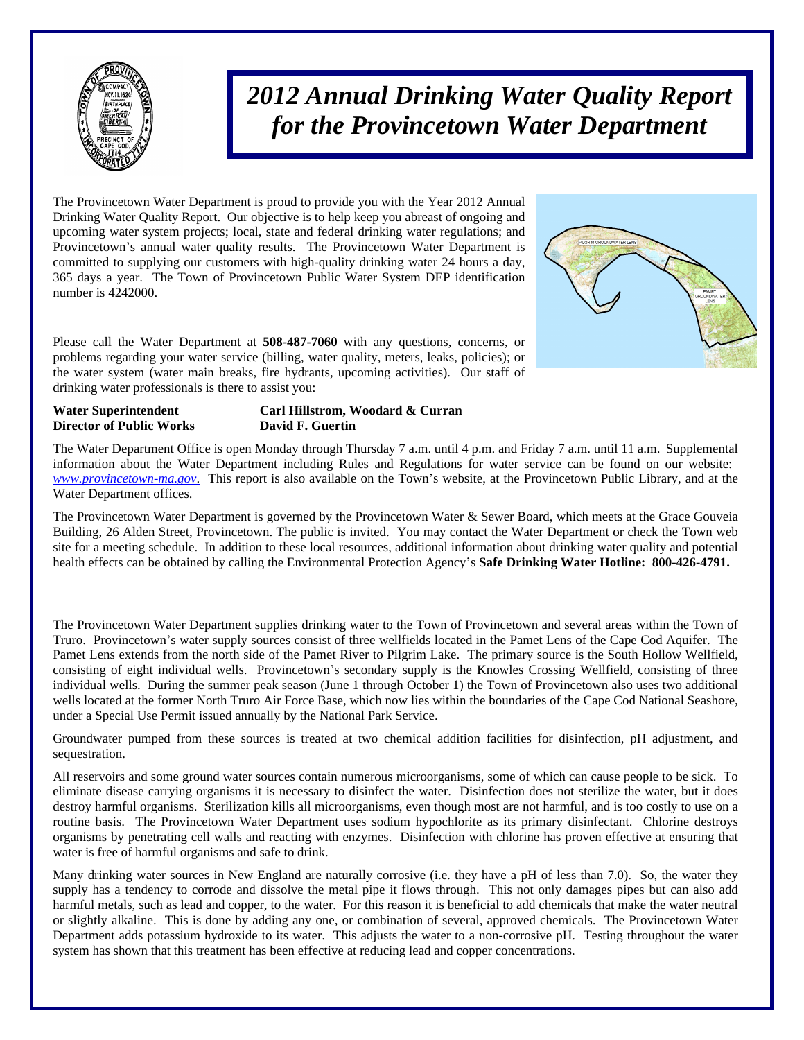# *2012 Annual Drinking Water Quality Report for the Provincetown Water Department*

The Provincetown Water Department is proud to provide you with the Year 2012 Annual Drinking Water Quality Report. Our objective is to help keep you abreast of ongoing and upcoming water system projects; local, state and federal drinking water regulations; and Provincetown's annual water quality results. The Provincetown Water Department is committed to supplying our customers with high-quality drinking water 24 hours a day, 365 days a year. The Town of Provincetown Public Water System DEP identification number is 4242000.

Please call the Water Department at **508-487-7060** with any questions, concerns, or problems regarding your water service (billing, water quality, meters, leaks, policies); or the water system (water main breaks, fire hydrants, upcoming activities). Our staff of drinking water professionals is there to assist you:

| | |
|---|---|
| **Water Superintendent** | **Carl Hillstrom, Woodard & Curran** |
| **Director of Public Works** | **David F. Guertin** |

The Water Department Office is open Monday through Thursday 7 a.m. until 4 p.m. and Friday 7 a.m. until 11 a.m. Supplemental information about the Water Department including Rules and Regulations for water service can be found on our website: *www.provincetown-ma.gov*. This report is also available on the Town's website, at the Provincetown Public Library, and at the Water Department offices.

The Provincetown Water Department is governed by the Provincetown Water & Sewer Board, which meets at the Grace Gouveia Building, 26 Alden Street, Provincetown. The public is invited. You may contact the Water Department or check the Town web site for a meeting schedule. In addition to these local resources, additional information about drinking water quality and potential health effects can be obtained by calling the Environmental Protection Agency's **Safe Drinking Water Hotline: 800-426-4791.**

The Provincetown Water Department supplies drinking water to the Town of Provincetown and several areas within the Town of Truro. Provincetown's water supply sources consist of three wellfields located in the Pamet Lens of the Cape Cod Aquifer. The Pamet Lens extends from the north side of the Pamet River to Pilgrim Lake. The primary source is the South Hollow Wellfield, consisting of eight individual wells. Provincetown's secondary supply is the Knowles Crossing Wellfield, consisting of three individual wells. During the summer peak season (June 1 through October 1) the Town of Provincetown also uses two additional wells located at the former North Truro Air Force Base, which now lies within the boundaries of the Cape Cod National Seashore, under a Special Use Permit issued annually by the National Park Service.

Groundwater pumped from these sources is treated at two chemical addition facilities for disinfection, pH adjustment, and sequestration.

All reservoirs and some ground water sources contain numerous microorganisms, some of which can cause people to be sick. To eliminate disease carrying organisms it is necessary to disinfect the water. Disinfection does not sterilize the water, but it does destroy harmful organisms. Sterilization kills all microorganisms, even though most are not harmful, and is too costly to use on a routine basis. The Provincetown Water Department uses sodium hypochlorite as its primary disinfectant. Chlorine destroys organisms by penetrating cell walls and reacting with enzymes. Disinfection with chlorine has proven effective at ensuring that water is free of harmful organisms and safe to drink.

Many drinking water sources in New England are naturally corrosive (i.e. they have a pH of less than 7.0). So, the water they supply has a tendency to corrode and dissolve the metal pipe it flows through. This not only damages pipes but can also add harmful metals, such as lead and copper, to the water. For this reason it is beneficial to add chemicals that make the water neutral or slightly alkaline. This is done by adding any one, or combination of several, approved chemicals. The Provincetown Water Department adds potassium hydroxide to its water. This adjusts the water to a non-corrosive pH. Testing throughout the water system has shown that this treatment has been effective at reducing lead and copper concentrations.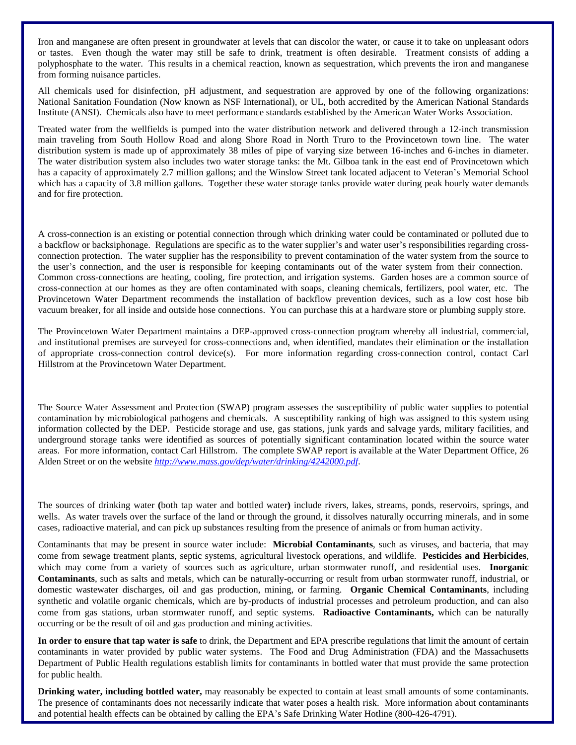Iron and manganese are often present in groundwater at levels that can discolor the water, or cause it to take on unpleasant odors or tastes. Even though the water may still be safe to drink, treatment is often desirable. Treatment consists of adding a polyphosphate to the water. This results in a chemical reaction, known as sequestration, which prevents the iron and manganese from forming nuisance particles.

All chemicals used for disinfection, pH adjustment, and sequestration are approved by one of the following organizations: National Sanitation Foundation (Now known as NSF International), or UL, both accredited by the American National Standards Institute (ANSI). Chemicals also have to meet performance standards established by the American Water Works Association.

Treated water from the wellfields is pumped into the water distribution network and delivered through a 12-inch transmission main traveling from South Hollow Road and along Shore Road in North Truro to the Provincetown town line. The water distribution system is made up of approximately 38 miles of pipe of varying size between 16-inches and 6-inches in diameter. The water distribution system also includes two water storage tanks: the Mt. Gilboa tank in the east end of Provincetown which has a capacity of approximately 2.7 million gallons; and the Winslow Street tank located adjacent to Veteran's Memorial School which has a capacity of 3.8 million gallons. Together these water storage tanks provide water during peak hourly water demands and for fire protection.

A cross-connection is an existing or potential connection through which drinking water could be contaminated or polluted due to a backflow or backsiphonage. Regulations are specific as to the water supplier's and water user's responsibilities regarding cross-connection protection. The water supplier has the responsibility to prevent contamination of the water system from the source to the user's connection, and the user is responsible for keeping contaminants out of the water system from their connection. Common cross-connections are heating, cooling, fire protection, and irrigation systems. Garden hoses are a common source of cross-connection at our homes as they are often contaminated with soaps, cleaning chemicals, fertilizers, pool water, etc. The Provincetown Water Department recommends the installation of backflow prevention devices, such as a low cost hose bib vacuum breaker, for all inside and outside hose connections. You can purchase this at a hardware store or plumbing supply store.

The Provincetown Water Department maintains a DEP-approved cross-connection program whereby all industrial, commercial, and institutional premises are surveyed for cross-connections and, when identified, mandates their elimination or the installation of appropriate cross-connection control device(s). For more information regarding cross-connection control, contact Carl Hillstrom at the Provincetown Water Department.

The Source Water Assessment and Protection (SWAP) program assesses the susceptibility of public water supplies to potential contamination by microbiological pathogens and chemicals. A susceptibility ranking of high was assigned to this system using information collected by the DEP. Pesticide storage and use, gas stations, junk yards and salvage yards, military facilities, and underground storage tanks were identified as sources of potentially significant contamination located within the source water areas. For more information, contact Carl Hillstrom. The complete SWAP report is available at the Water Department Office, 26 Alden Street or on the website *http://www.mass.gov/dep/water/drinking/4242000.pdf*.

The sources of drinking water **(**both tap water and bottled water**)** include rivers, lakes, streams, ponds, reservoirs, springs, and wells. As water travels over the surface of the land or through the ground, it dissolves naturally occurring minerals, and in some cases, radioactive material, and can pick up substances resulting from the presence of animals or from human activity.

Contaminants that may be present in source water include: **Microbial Contaminants**, such as viruses, and bacteria, that may come from sewage treatment plants, septic systems, agricultural livestock operations, and wildlife. **Pesticides and Herbicides**, which may come from a variety of sources such as agriculture, urban stormwater runoff, and residential uses. **Inorganic Contaminants**, such as salts and metals, which can be naturally-occurring or result from urban stormwater runoff, industrial, or domestic wastewater discharges, oil and gas production, mining, or farming. **Organic Chemical Contaminants**, including synthetic and volatile organic chemicals, which are by-products of industrial processes and petroleum production, and can also come from gas stations, urban stormwater runoff, and septic systems. **Radioactive Contaminants,** which can be naturally occurring or be the result of oil and gas production and mining activities.

**In order to ensure that tap water is safe** to drink, the Department and EPA prescribe regulations that limit the amount of certain contaminants in water provided by public water systems. The Food and Drug Administration (FDA) and the Massachusetts Department of Public Health regulations establish limits for contaminants in bottled water that must provide the same protection for public health.

**Drinking water, including bottled water,** may reasonably be expected to contain at least small amounts of some contaminants. The presence of contaminants does not necessarily indicate that water poses a health risk. More information about contaminants and potential health effects can be obtained by calling the EPA's Safe Drinking Water Hotline (800-426-4791).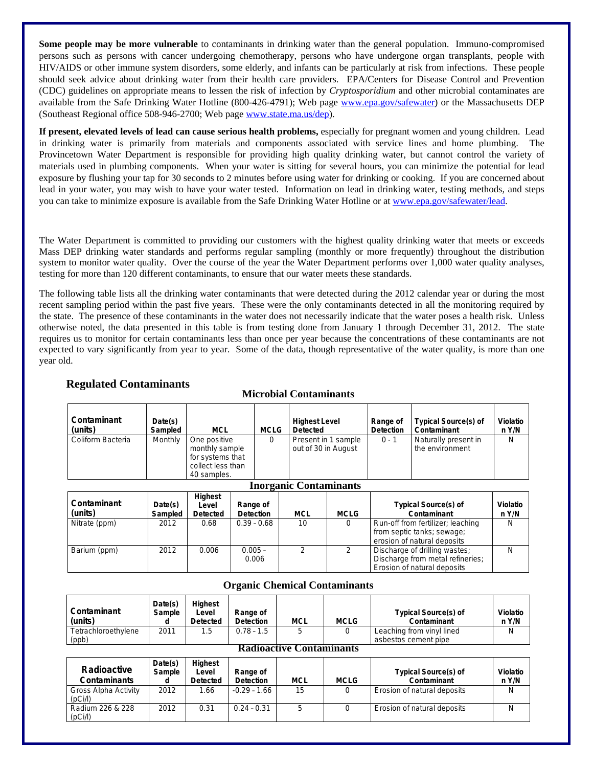**Some people may be more vulnerable** to contaminants in drinking water than the general population. Immuno-compromised persons such as persons with cancer undergoing chemotherapy, persons who have undergone organ transplants, people with HIV/AIDS or other immune system disorders, some elderly, and infants can be particularly at risk from infections. These people should seek advice about drinking water from their health care providers. EPA/Centers for Disease Control and Prevention (CDC) guidelines on appropriate means to lessen the risk of infection by *Cryptosporidium* and other microbial contaminates are available from the Safe Drinking Water Hotline (800-426-4791); Web page www.epa.gov/safewater) or the Massachusetts DEP (Southeast Regional office 508-946-2700; Web page www.state.ma.us/dep).

**If present, elevated levels of lead can cause serious health problems,** especially for pregnant women and young children. Lead in drinking water is primarily from materials and components associated with service lines and home plumbing. The Provincetown Water Department is responsible for providing high quality drinking water, but cannot control the variety of materials used in plumbing components. When your water is sitting for several hours, you can minimize the potential for lead exposure by flushing your tap for 30 seconds to 2 minutes before using water for drinking or cooking. If you are concerned about lead in your water, you may wish to have your water tested. Information on lead in drinking water, testing methods, and steps you can take to minimize exposure is available from the Safe Drinking Water Hotline or at www.epa.gov/safewater/lead.

The Water Department is committed to providing our customers with the highest quality drinking water that meets or exceeds Mass DEP drinking water standards and performs regular sampling (monthly or more frequently) throughout the distribution system to monitor water quality. Over the course of the year the Water Department performs over 1,000 water quality analyses, testing for more than 120 different contaminants, to ensure that our water meets these standards.

The following table lists all the drinking water contaminants that were detected during the 2012 calendar year or during the most recent sampling period within the past five years. These were the only contaminants detected in all the monitoring required by the state. The presence of these contaminants in the water does not necessarily indicate that the water poses a health risk. Unless otherwise noted, the data presented in this table is from testing done from January 1 through December 31, 2012. The state requires us to monitor for certain contaminants less than once per year because the concentrations of these contaminants are not expected to vary significantly from year to year. Some of the data, though representative of the water quality, is more than one year old.

## Regulated Contaminants

### Microbial Contaminants

| Contaminant (units) | Date(s) Sampled | MCL | MCLG | Highest Level Detected | Range of Detection | Typical Source(s) of Contaminant | Violation Y/N |
|---|---|---|---|---|---|---|---|
| Coliform Bacteria | Monthly | One positive monthly sample for systems that collect less than 40 samples. | 0 | Present in 1 sample out of 30 in August | 0 - 1 | Naturally present in the environment | N |

### Inorganic Contaminants

| Contaminant (units) | Date(s) Sampled | Highest Level Detected | Range of Detection | MCL | MCLG | Typical Source(s) of Contaminant | Violation Y/N |
|---|---|---|---|---|---|---|---|
| Nitrate (ppm) | 2012 | 0.68 | 0.39 – 0.68 | 10 | 0 | Run-off from fertilizer; leaching from septic tanks; sewage; erosion of natural deposits | N |
| Barium (ppm) | 2012 | 0.006 | 0.005 – 0.006 | 2 | 2 | Discharge of drilling wastes; Discharge from metal refineries; Erosion of natural deposits | N |

### Organic Chemical Contaminants

| Contaminant (units) | Date(s) Sampled | Highest Level Detected | Range of Detection | MCL | MCLG | Typical Source(s) of Contaminant | Violation Y/N |
|---|---|---|---|---|---|---|---|
| Tetrachloroethylene (ppb) | 2011 | 1.5 | 0.78 – 1.5 | 5 | 0 | Leaching from vinyl lined asbestos cement pipe | N |

### Radioactive Contaminants

| Radioactive Contaminants | Date(s) Sampled | Highest Level Detected | Range of Detection | MCL | MCLG | Typical Source(s) of Contaminant | Violation Y/N |
|---|---|---|---|---|---|---|---|
| Gross Alpha Activity (pCi/l) | 2012 | 1.66 | -0.29 – 1.66 | 15 | 0 | Erosion of natural deposits | N |
| Radium 226 & 228 (pCi/l) | 2012 | 0.31 | 0.24 – 0.31 | 5 | 0 | Erosion of natural deposits | N |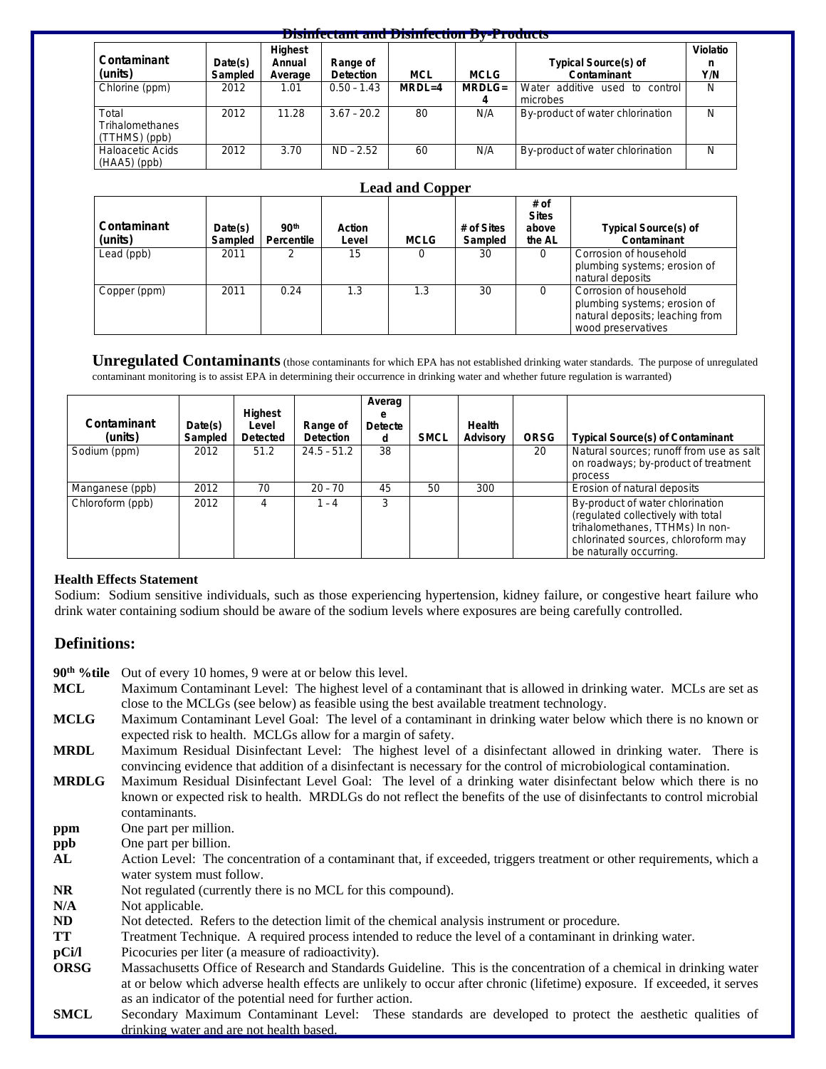## Disinfectant and Disinfection By-Products

| Contaminant (units) | Date(s) Sampled | Highest Annual Average | Range of Detection | MCL | MCLG | Typical Source(s) of Contaminant | Violation Y/N |
|---|---|---|---|---|---|---|---|
| Chlorine (ppm) | 2012 | 1.01 | 0.50 – 1.43 | MRDL=4 | MRDLG=4 | Water additive used to control microbes | N |
| Total Trihalomethanes (TTHMS) (ppb) | 2012 | 11.28 | 3.67 – 20.2 | 80 | N/A | By-product of water chlorination | N |
| Haloacetic Acids (HAA5) (ppb) | 2012 | 3.70 | ND – 2.52 | 60 | N/A | By-product of water chlorination | N |

## Lead and Copper

| Contaminant (units) | Date(s) Sampled | 90th Percentile | Action Level | MCLG | # of Sites Sampled | # of Sites above the AL | Typical Source(s) of Contaminant |
|---|---|---|---|---|---|---|---|
| Lead (ppb) | 2011 | 2 | 15 | 0 | 30 | 0 | Corrosion of household plumbing systems; erosion of natural deposits |
| Copper (ppm) | 2011 | 0.24 | 1.3 | 1.3 | 30 | 0 | Corrosion of household plumbing systems; erosion of natural deposits; leaching from wood preservatives |

**Unregulated Contaminants** (those contaminants for which EPA has not established drinking water standards. The purpose of unregulated contaminant monitoring is to assist EPA in determining their occurrence in drinking water and whether future regulation is warranted)

| Contaminant (units) | Date(s) Sampled | Highest Level Detected | Range of Detection | Average Detected | SMCL | Health Advisory | ORSG | Typical Source(s) of Contaminant |
|---|---|---|---|---|---|---|---|---|
| Sodium (ppm) | 2012 | 51.2 | 24.5 – 51.2 | 38 | | | 20 | Natural sources; runoff from use as salt on roadways; by-product of treatment process |
| Manganese (ppb) | 2012 | 70 | 20 – 70 | 45 | 50 | 300 | | Erosion of natural deposits |
| Chloroform (ppb) | 2012 | 4 | 1 – 4 | 3 | | | | By-product of water chlorination (regulated collectively with total trihalomethanes, TTHMs) In non-chlorinated sources, chloroform may be naturally occurring. |

**Health Effects Statement**

Sodium: Sodium sensitive individuals, such as those experiencing hypertension, kidney failure, or congestive heart failure who drink water containing sodium should be aware of the sodium levels where exposures are being carefully controlled.

## Definitions:

**90th %tile** Out of every 10 homes, 9 were at or below this level.

**MCL** Maximum Contaminant Level: The highest level of a contaminant that is allowed in drinking water. MCLs are set as close to the MCLGs (see below) as feasible using the best available treatment technology.

**MCLG** Maximum Contaminant Level Goal: The level of a contaminant in drinking water below which there is no known or expected risk to health. MCLGs allow for a margin of safety.

**MRDL** Maximum Residual Disinfectant Level: The highest level of a disinfectant allowed in drinking water. There is convincing evidence that addition of a disinfectant is necessary for the control of microbiological contamination.

**MRDLG** Maximum Residual Disinfectant Level Goal: The level of a drinking water disinfectant below which there is no known or expected risk to health. MRDLGs do not reflect the benefits of the use of disinfectants to control microbial contaminants.

**ppm** One part per million.

**ppb** One part per billion.

**AL** Action Level: The concentration of a contaminant that, if exceeded, triggers treatment or other requirements, which a water system must follow.

**NR** Not regulated (currently there is no MCL for this compound).

**N/A** Not applicable.

**ND** Not detected. Refers to the detection limit of the chemical analysis instrument or procedure.

**TT** Treatment Technique. A required process intended to reduce the level of a contaminant in drinking water.

**pCi/l** Picocuries per liter (a measure of radioactivity).

**ORSG** Massachusetts Office of Research and Standards Guideline. This is the concentration of a chemical in drinking water at or below which adverse health effects are unlikely to occur after chronic (lifetime) exposure. If exceeded, it serves as an indicator of the potential need for further action.

**SMCL** Secondary Maximum Contaminant Level: These standards are developed to protect the aesthetic qualities of drinking water and are not health based.